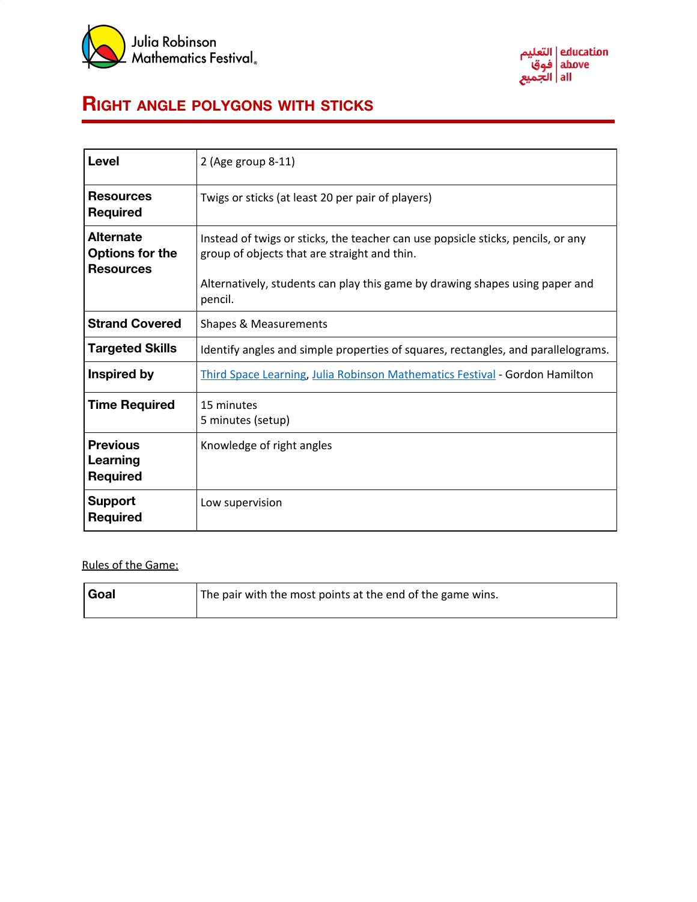# Right angle polygons with sticks

| | |
|---|---|
| **Level** | 2 (Age group 8-11) |
| **Resources Required** | Twigs or sticks (at least 20 per pair of players) |
| **Alternate Options for the Resources** | Instead of twigs or sticks, the teacher can use popsicle sticks, pencils, or any group of objects that are straight and thin.<br><br>Alternatively, students can play this game by drawing shapes using paper and pencil. |
| **Strand Covered** | Shapes & Measurements |
| **Targeted Skills** | Identify angles and simple properties of squares, rectangles, and parallelograms. |
| **Inspired by** | Third Space Learning, Julia Robinson Mathematics Festival - Gordon Hamilton |
| **Time Required** | 15 minutes<br>5 minutes (setup) |
| **Previous Learning Required** | Knowledge of right angles |
| **Support Required** | Low supervision |

Rules of the Game:

| | |
|---|---|
| **Goal** | The pair with the most points at the end of the game wins. |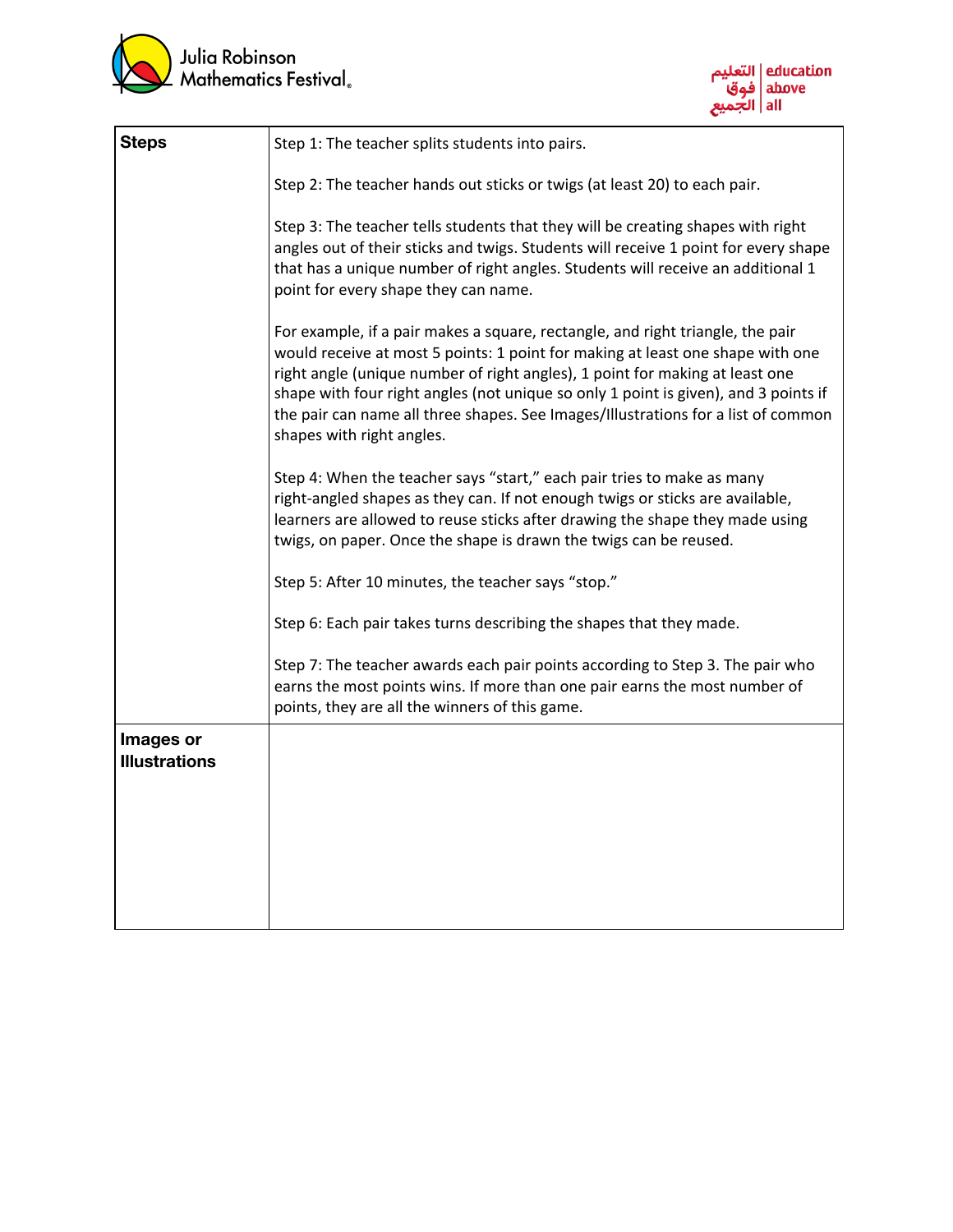| **Steps** | Step 1: The teacher splits students into pairs.<br><br>Step 2: The teacher hands out sticks or twigs (at least 20) to each pair.<br><br>Step 3: The teacher tells students that they will be creating shapes with right angles out of their sticks and twigs. Students will receive 1 point for every shape that has a unique number of right angles. Students will receive an additional 1 point for every shape they can name.<br><br>For example, if a pair makes a square, rectangle, and right triangle, the pair would receive at most 5 points: 1 point for making at least one shape with one right angle (unique number of right angles), 1 point for making at least one shape with four right angles (not unique so only 1 point is given), and 3 points if the pair can name all three shapes. See Images/Illustrations for a list of common shapes with right angles.<br><br>Step 4: When the teacher says "start," each pair tries to make as many right-angled shapes as they can. If not enough twigs or sticks are available, learners are allowed to reuse sticks after drawing the shape they made using twigs, on paper. Once the shape is drawn the twigs can be reused.<br><br>Step 5: After 10 minutes, the teacher says "stop."<br><br>Step 6: Each pair takes turns describing the shapes that they made.<br><br>Step 7: The teacher awards each pair points according to Step 3. The pair who earns the most points wins. If more than one pair earns the most number of points, they are all the winners of this game. |
|---|---|
| **Images or Illustrations** | |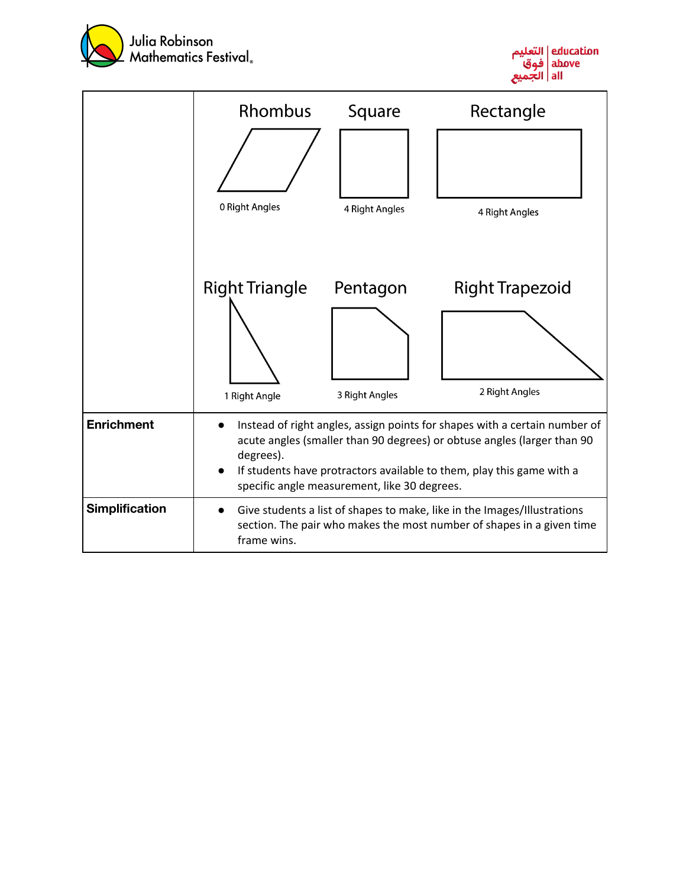| | |
|---|---|
| | Rhombus<br>0 Right Angles<br><br>Square<br>4 Right Angles<br><br>Rectangle<br>4 Right Angles<br><br>Right Triangle<br>1 Right Angle<br><br>Pentagon<br>3 Right Angles<br><br>Right Trapezoid<br>2 Right Angles |
| **Enrichment** | • Instead of right angles, assign points for shapes with a certain number of acute angles (smaller than 90 degrees) or obtuse angles (larger than 90 degrees).<br>• If students have protractors available to them, play this game with a specific angle measurement, like 30 degrees. |
| **Simplification** | • Give students a list of shapes to make, like in the Images/Illustrations section. The pair who makes the most number of shapes in a given time frame wins. |